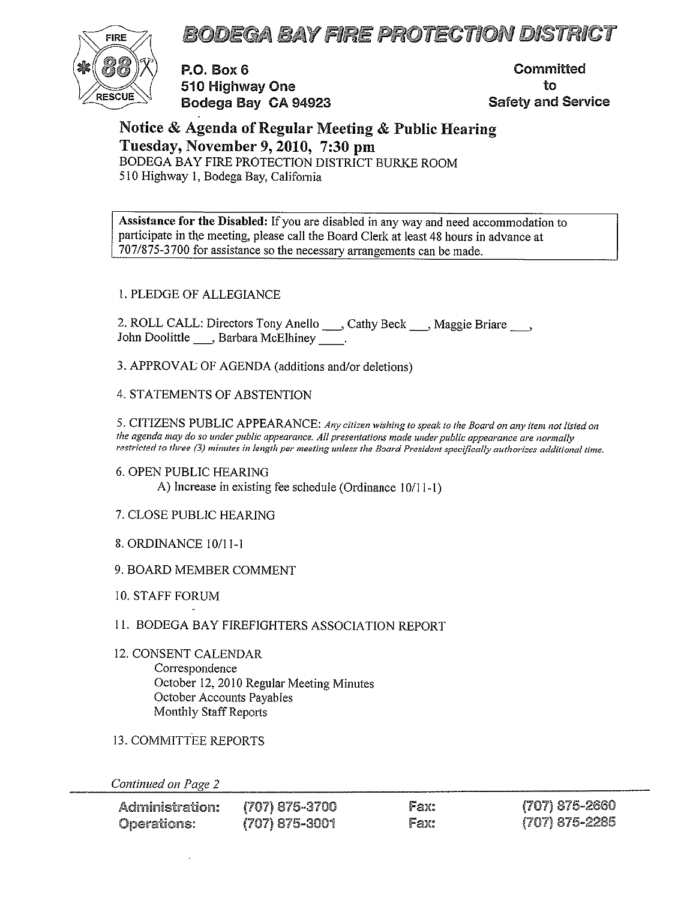# BODEGA BAY FIRE PROTECTION DISTRICT

FIRE 88 RESCUE

**P.O. Box 6**
**510 Highway One**
**Bodega Bay CA 94923**

**Committed to Safety and Service**

## Notice & Agenda of Regular Meeting & Public Hearing
## Tuesday, November 9, 2010, 7:30 pm

BODEGA BAY FIRE PROTECTION DISTRICT BURKE ROOM
510 Highway 1, Bodega Bay, California

**Assistance for the Disabled:** If you are disabled in any way and need accommodation to participate in the meeting, please call the Board Clerk at least 48 hours in advance at 707/875-3700 for assistance so the necessary arrangements can be made.

1. PLEDGE OF ALLEGIANCE

2. ROLL CALL: Directors Tony Anello ___, Cathy Beck ___, Maggie Briare ___, John Doolittle ___, Barbara McElhiney ____.

3. APPROVAL OF AGENDA (additions and/or deletions)

4. STATEMENTS OF ABSTENTION

5. CITIZENS PUBLIC APPEARANCE: *Any citizen wishing to speak to the Board on any item not listed on the agenda may do so under public appearance. All presentations made under public appearance are normally restricted to three (3) minutes in length per meeting unless the Board President specifically authorizes additional time.*

6. OPEN PUBLIC HEARING
   A) Increase in existing fee schedule (Ordinance 10/11-1)

7. CLOSE PUBLIC HEARING

8. ORDINANCE 10/11-1

9. BOARD MEMBER COMMENT

10. STAFF FORUM

11. BODEGA BAY FIREFIGHTERS ASSOCIATION REPORT

12. CONSENT CALENDAR
    Correspondence
    October 12, 2010 Regular Meeting Minutes
    October Accounts Payables
    Monthly Staff Reports

13. COMMITTEE REPORTS

*Continued on Page 2*

| Administration: | (707) 875-3700 | Fax: | (707) 875-2660 |
|---|---|---|---|
| Operations: | (707) 875-3001 | Fax: | (707) 875-2285 |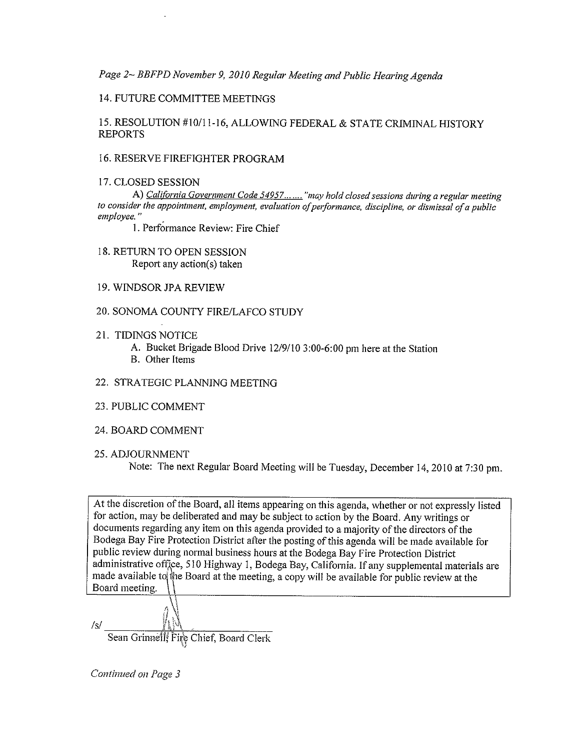*Page 2~ BBFPD November 9, 2010 Regular Meeting and Public Hearing Agenda*

14. FUTURE COMMITTEE MEETINGS

15. RESOLUTION #10/11-16, ALLOWING FEDERAL & STATE CRIMINAL HISTORY REPORTS

16. RESERVE FIREFIGHTER PROGRAM

17. CLOSED SESSION

    A) California Government Code 54957……. *"may hold closed sessions during a regular meeting to consider the appointment, employment, evaluation of performance, discipline, or dismissal of a public employee."*

    1. Performance Review: Fire Chief

18. RETURN TO OPEN SESSION

    Report any action(s) taken

19. WINDSOR JPA REVIEW

20. SONOMA COUNTY FIRE/LAFCO STUDY

21. TIDINGS NOTICE

    A. Bucket Brigade Blood Drive 12/9/10 3:00-6:00 pm here at the Station

    B. Other Items

22. STRATEGIC PLANNING MEETING

23. PUBLIC COMMENT

24. BOARD COMMENT

25. ADJOURNMENT

    Note: The next Regular Board Meeting will be Tuesday, December 14, 2010 at 7:30 pm.

At the discretion of the Board, all items appearing on this agenda, whether or not expressly listed for action, may be deliberated and may be subject to action by the Board. Any writings or documents regarding any item on this agenda provided to a majority of the directors of the Bodega Bay Fire Protection District after the posting of this agenda will be made available for public review during normal business hours at the Bodega Bay Fire Protection District administrative office, 510 Highway 1, Bodega Bay, California. If any supplemental materials are made available to the Board at the meeting, a copy will be available for public review at the Board meeting.

/s/ \_\_\_\_\_\_\_\_\_\_\_\_\_\_\_\_\_\_\_\_\_\_\_\_

Sean Grinnell, Fire Chief, Board Clerk

*Continued on Page 3*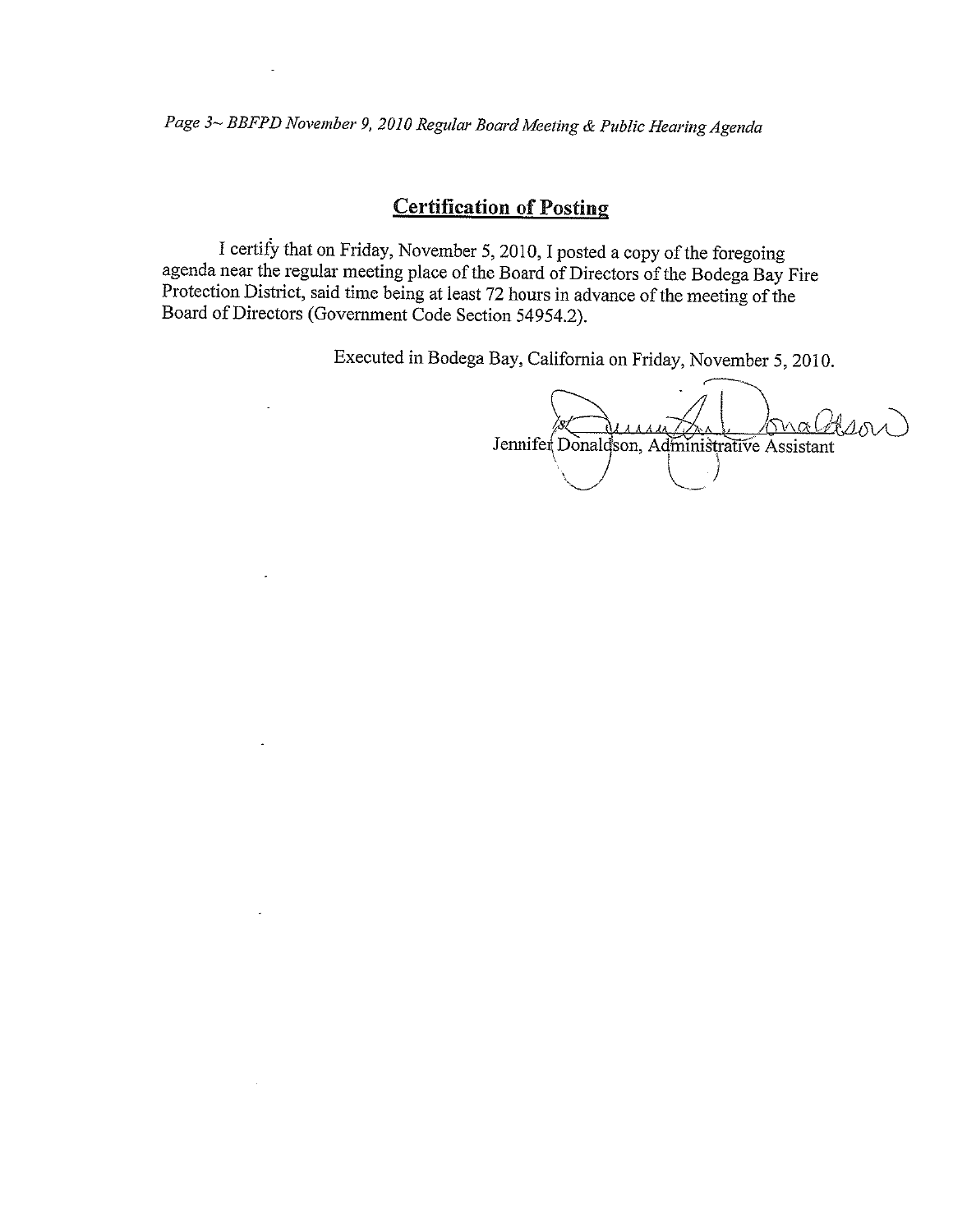## Certification of Posting

I certify that on Friday, November 5, 2010, I posted a copy of the foregoing agenda near the regular meeting place of the Board of Directors of the Bodega Bay Fire Protection District, said time being at least 72 hours in advance of the meeting of the Board of Directors (Government Code Section 54954.2).

Executed in Bodega Bay, California on Friday, November 5, 2010.

/s/ Jennifer Donaldson

Jennifer Donaldson, Administrative Assistant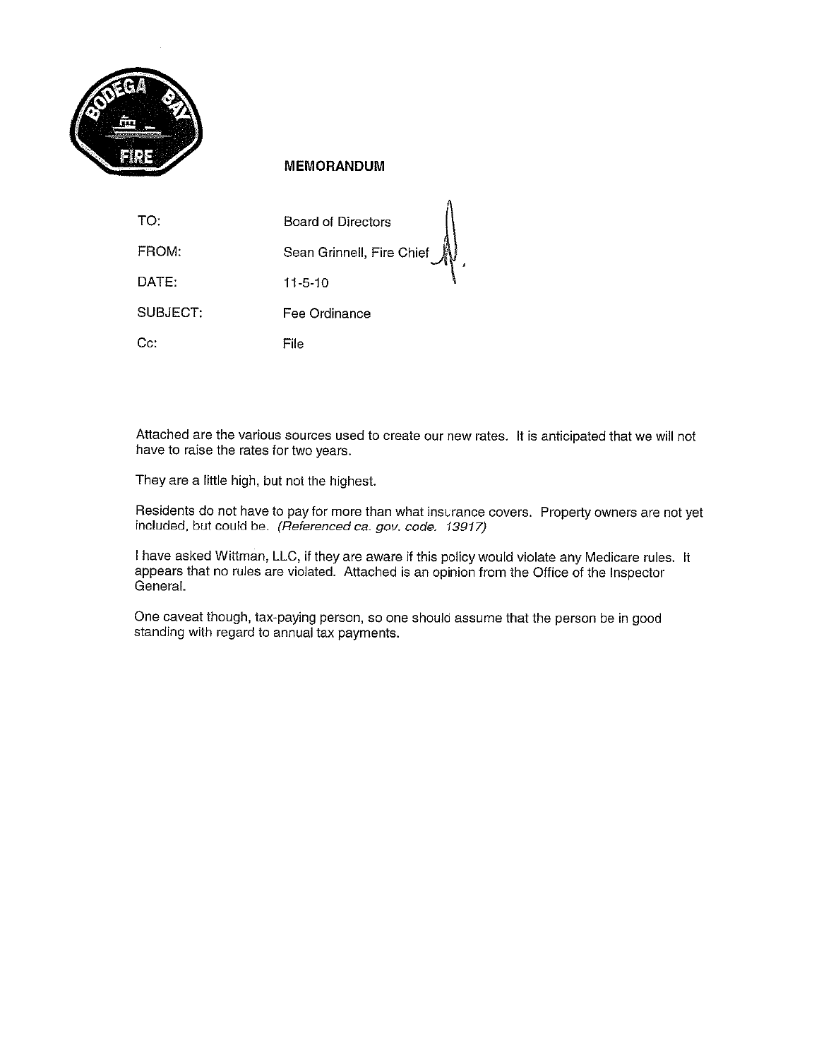**MEMORANDUM**

| | |
|---|---|
| TO: | Board of Directors |
| FROM: | Sean Grinnell, Fire Chief |
| DATE: | 11-5-10 |
| SUBJECT: | Fee Ordinance |
| Cc: | File |

Attached are the various sources used to create our new rates. It is anticipated that we will not have to raise the rates for two years.

They are a little high, but not the highest.

Residents do not have to pay for more than what insurance covers. Property owners are not yet included, but could be. *(Referenced ca. gov. code. 13917)*

I have asked Wittman, LLC, if they are aware if this policy would violate any Medicare rules. It appears that no rules are violated. Attached is an opinion from the Office of the Inspector General.

One caveat though, tax-paying person, so one should assume that the person be in good standing with regard to annual tax payments.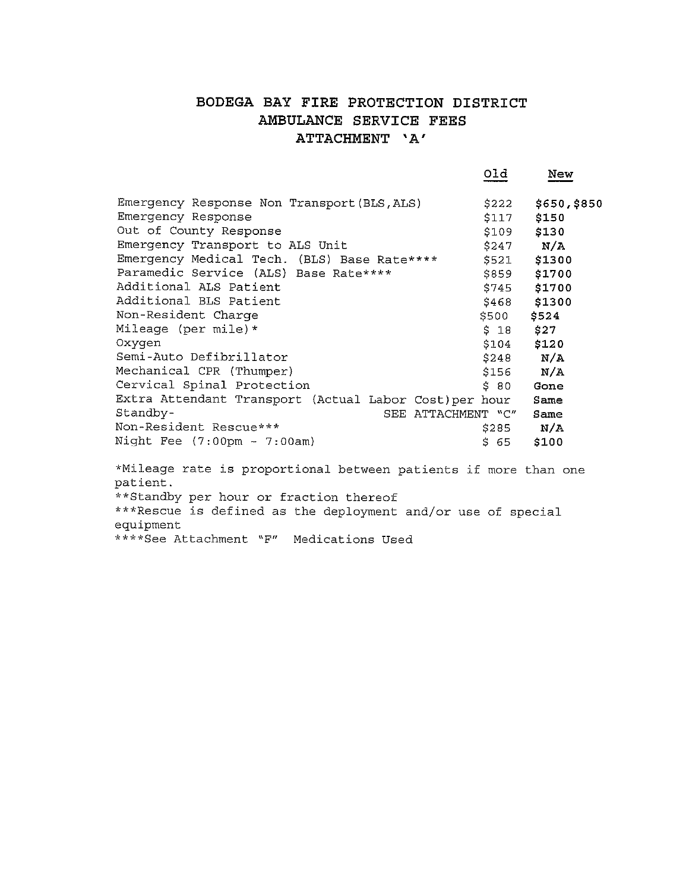# BODEGA BAY FIRE PROTECTION DISTRICT
## AMBULANCE SERVICE FEES
### ATTACHMENT 'A'

| | Old | New |
|---|---|---|
| Emergency Response Non Transport(BLS,ALS) | $222 | **$650,$850** |
| Emergency Response | $117 | **$150** |
| Out of County Response | $109 | **$130** |
| Emergency Transport to ALS Unit | $247 | **N/A** |
| Emergency Medical Tech. (BLS) Base Rate**** | $521 | **$1300** |
| Paramedic Service (ALS) Base Rate**** | $859 | **$1700** |
| Additional ALS Patient | $745 | **$1700** |
| Additional BLS Patient | $468 | **$1300** |
| Non-Resident Charge | $500 | **$524** |
| Mileage (per mile)* | $ 18 | **$27** |
| Oxygen | $104 | **$120** |
| Semi-Auto Defibrillator | $248 | **N/A** |
| Mechanical CPR (Thumper) | $156 | **N/A** |
| Cervical Spinal Protection | $ 80 | **Gone** |
| Extra Attendant Transport (Actual Labor Cost)per hour | | **Same** |
| Standby- SEE ATTACHMENT "C" | | **Same** |
| Non-Resident Rescue*** | $285 | **N/A** |
| Night Fee (7:00pm - 7:00am) | $ 65 | **$100** |

*Mileage rate is proportional between patients if more than one patient.

**Standby per hour or fraction thereof

***Rescue is defined as the deployment and/or use of special equipment

****See Attachment "F" Medications Used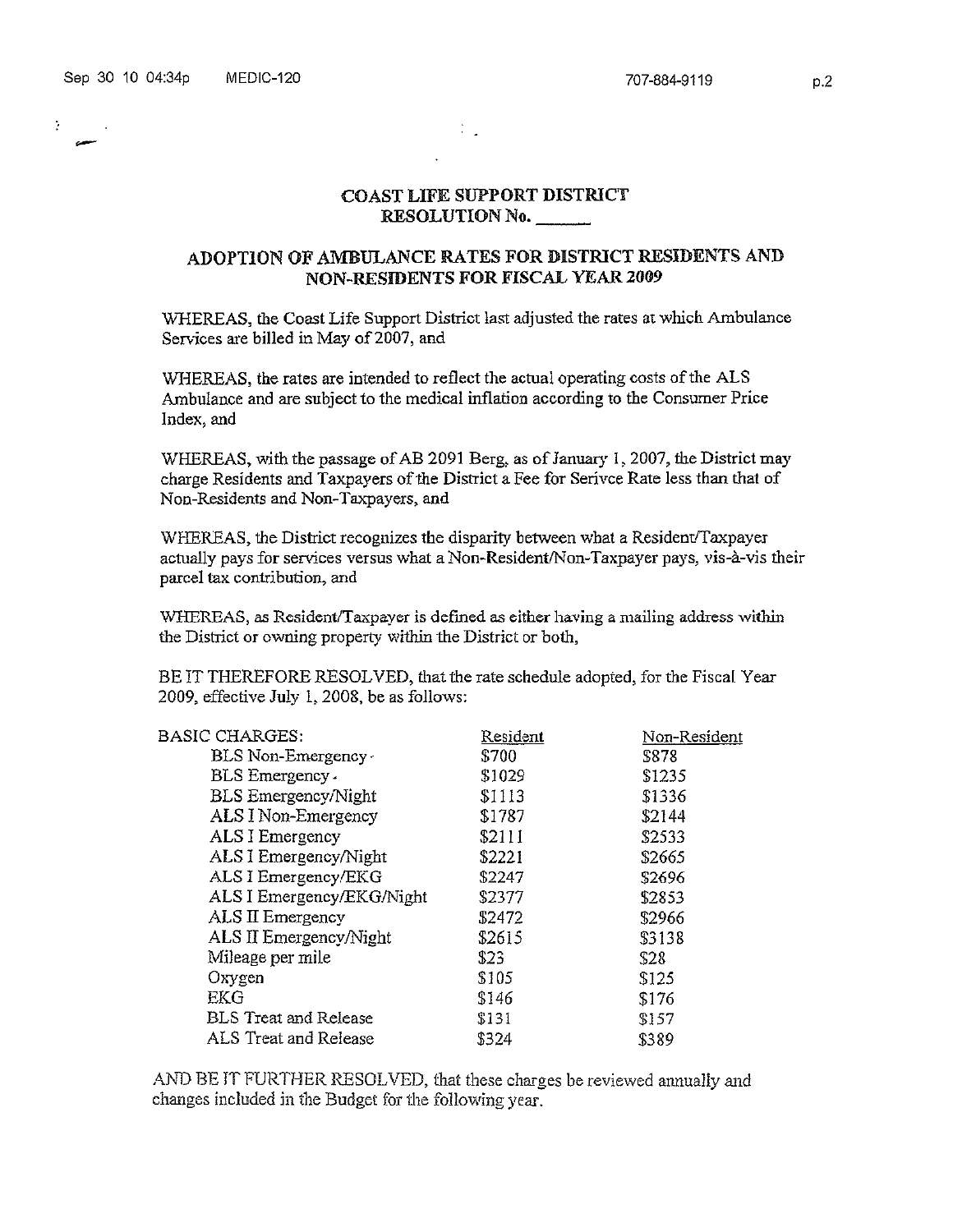# COAST LIFE SUPPORT DISTRICT
## RESOLUTION No. ______

## ADOPTION OF AMBULANCE RATES FOR DISTRICT RESIDENTS AND NON-RESIDENTS FOR FISCAL YEAR 2009

WHEREAS, the Coast Life Support District last adjusted the rates at which Ambulance Services are billed in May of 2007, and

WHEREAS, the rates are intended to reflect the actual operating costs of the ALS Ambulance and are subject to the medical inflation according to the Consumer Price Index, and

WHEREAS, with the passage of AB 2091 Berg, as of January 1, 2007, the District may charge Residents and Taxpayers of the District a Fee for Serivce Rate less than that of Non-Residents and Non-Taxpayers, and

WHEREAS, the District recognizes the disparity between what a Resident/Taxpayer actually pays for services versus what a Non-Resident/Non-Taxpayer pays, vis-à-vis their parcel tax contribution, and

WHEREAS, as Resident/Taxpayer is defined as either having a mailing address within the District or owning property within the District or both,

BE IT THEREFORE RESOLVED, that the rate schedule adopted, for the Fiscal Year 2009, effective July 1, 2008, be as follows:

| BASIC CHARGES: | Resident | Non-Resident |
|---|---|---|
| BLS Non-Emergency | $700 | $878 |
| BLS Emergency | $1029 | $1235 |
| BLS Emergency/Night | $1113 | $1336 |
| ALS I Non-Emergency | $1787 | $2144 |
| ALS I Emergency | $2111 | $2533 |
| ALS I Emergency/Night | $2221 | $2665 |
| ALS I Emergency/EKG | $2247 | $2696 |
| ALS I Emergency/EKG/Night | $2377 | $2853 |
| ALS II Emergency | $2472 | $2966 |
| ALS II Emergency/Night | $2615 | $3138 |
| Mileage per mile | $23 | $28 |
| Oxygen | $105 | $125 |
| EKG | $146 | $176 |
| BLS Treat and Release | $131 | $157 |
| ALS Treat and Release | $324 | $389 |

AND BE IT FURTHER RESOLVED, that these charges be reviewed annually and changes included in the Budget for the following year.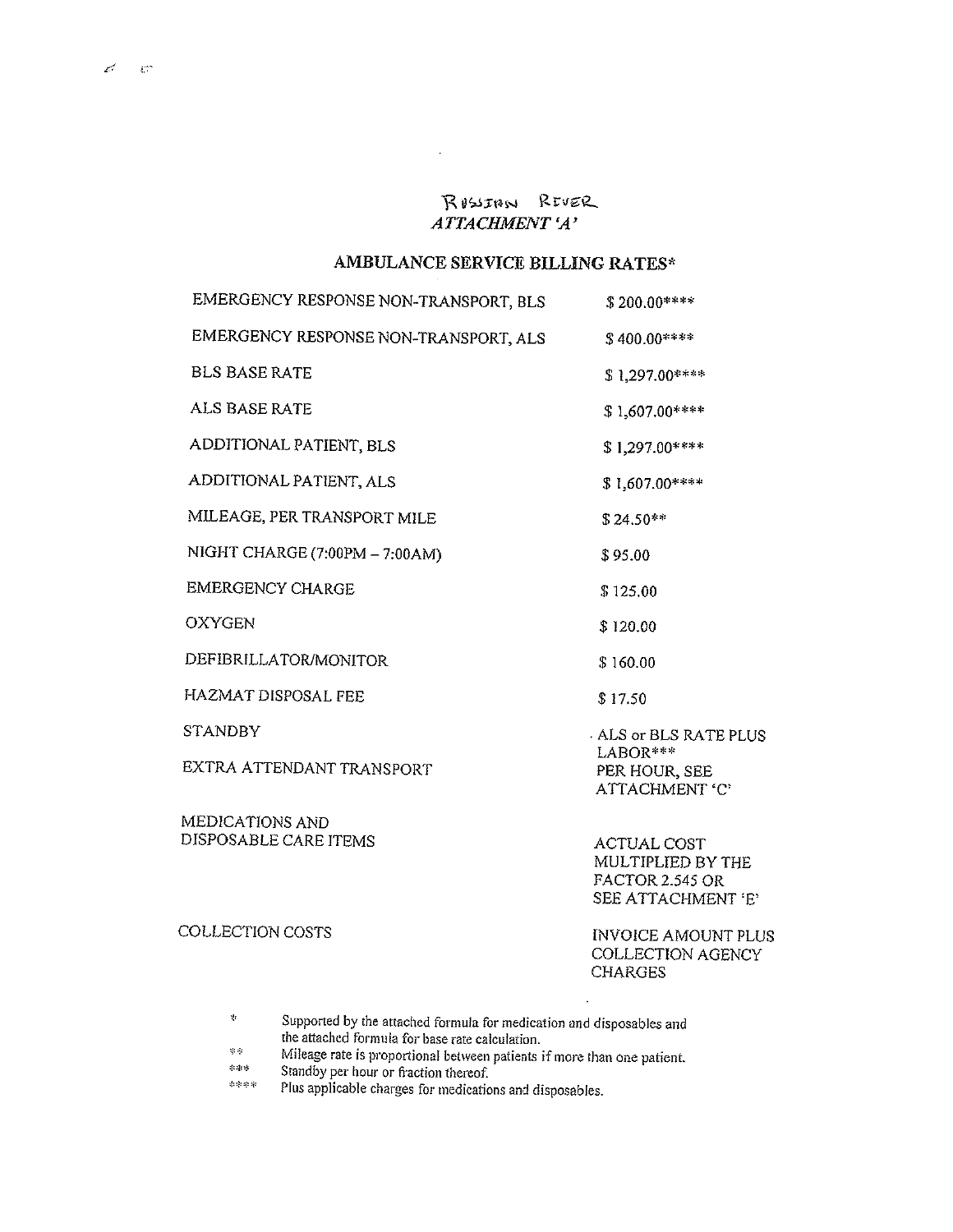RUSSIAN RIVER

*ATTACHMENT 'A'*

## AMBULANCE SERVICE BILLING RATES*

| | |
|---|---|
| EMERGENCY RESPONSE NON-TRANSPORT, BLS | $ 200.00**** |
| EMERGENCY RESPONSE NON-TRANSPORT, ALS | $ 400.00**** |
| BLS BASE RATE | $ 1,297.00**** |
| ALS BASE RATE | $ 1,607.00**** |
| ADDITIONAL PATIENT, BLS | $ 1,297.00**** |
| ADDITIONAL PATIENT, ALS | $ 1,607.00**** |
| MILEAGE, PER TRANSPORT MILE | $ 24.50** |
| NIGHT CHARGE (7:00PM – 7:00AM) | $ 95.00 |
| EMERGENCY CHARGE | $ 125.00 |
| OXYGEN | $ 120.00 |
| DEFIBRILLATOR/MONITOR | $ 160.00 |
| HAZMAT DISPOSAL FEE | $ 17.50 |
| STANDBY<br>EXTRA ATTENDANT TRANSPORT | ALS or BLS RATE PLUS LABOR*** PER HOUR, SEE ATTACHMENT 'C' |
| MEDICATIONS AND DISPOSABLE CARE ITEMS | ACTUAL COST MULTIPLIED BY THE FACTOR 2.545 OR SEE ATTACHMENT 'E' |
| COLLECTION COSTS | INVOICE AMOUNT PLUS COLLECTION AGENCY CHARGES |

\* Supported by the attached formula for medication and disposables and the attached formula for base rate calculation.

** Mileage rate is proportional between patients if more than one patient.

*** Standby per hour or fraction thereof.

**** Plus applicable charges for medications and disposables.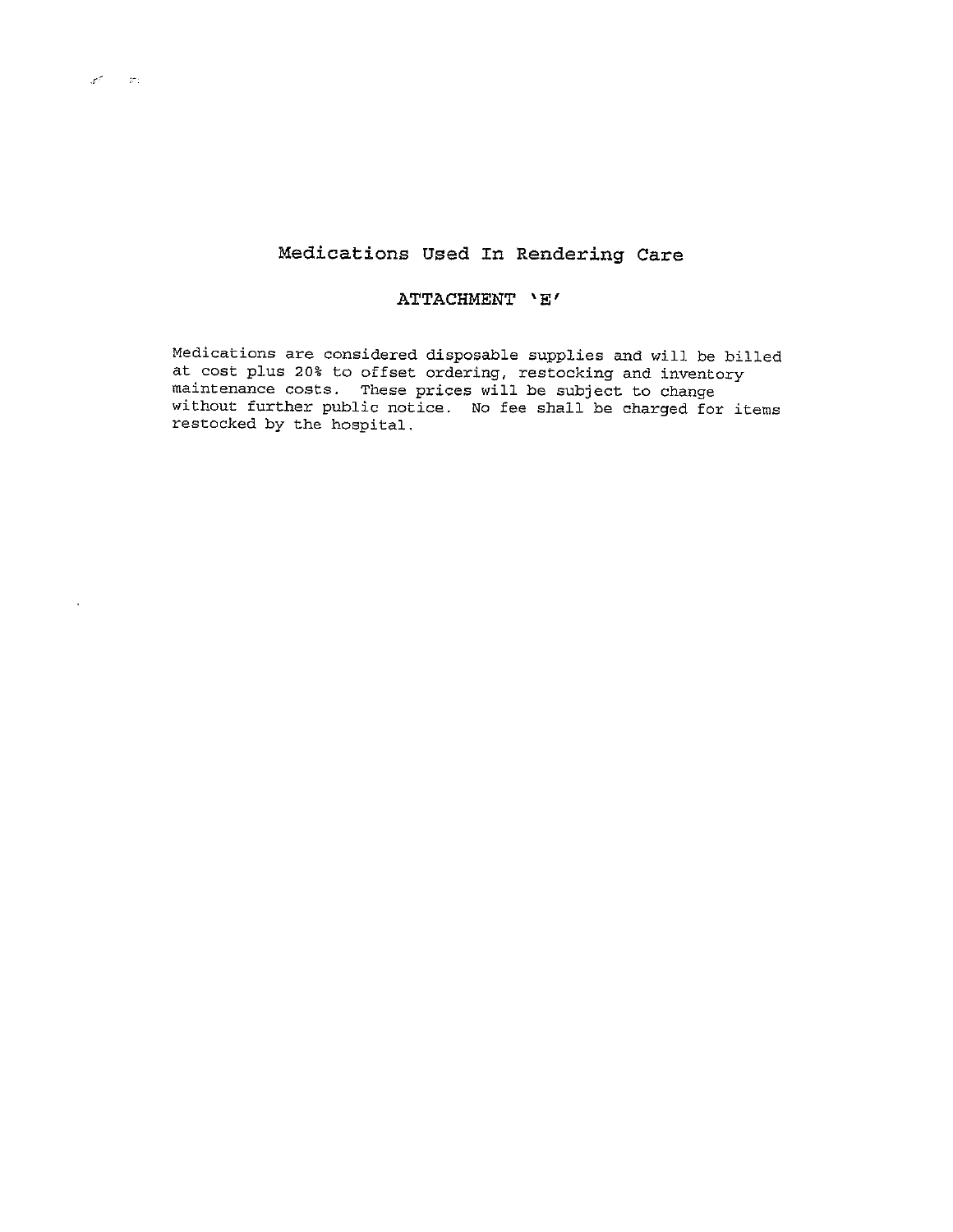# Medications Used In Rendering Care

## ATTACHMENT 'E'

Medications are considered disposable supplies and will be billed at cost plus 20% to offset ordering, restocking and inventory maintenance costs. These prices will be subject to change without further public notice. No fee shall be charged for items restocked by the hospital.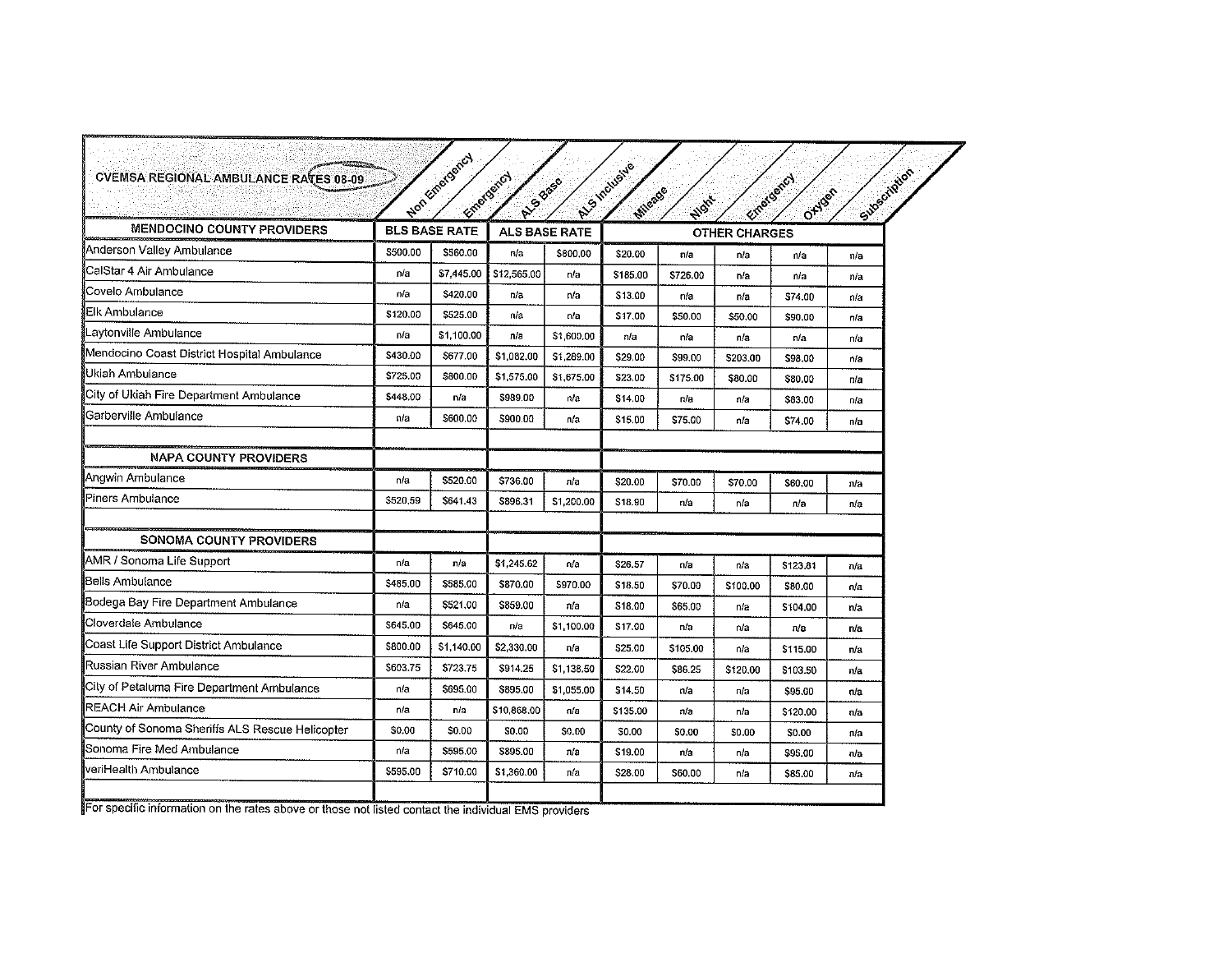# CVEMSA REGIONAL AMBULANCE RATES 08-09

| MENDOCINO COUNTY PROVIDERS | BLS BASE RATE | | ALS BASE RATE | | OTHER CHARGES | | | | |
|---|---|---|---|---|---|---|---|---|---|
| | Non Emergency | Emergency | ALS Base | ALS Inclusive | Mileage | Night | Emergency | Oxygen | Subscription |
| Anderson Valley Ambulance | $500.00 | $560.00 | n/a | $800.00 | $20.00 | n/a | n/a | n/a | n/a |
| CalStar 4 Air Ambulance | n/a | $7,445.00 | $12,565.00 | n/a | $185.00 | $726.00 | n/a | n/a | n/a |
| Covelo Ambulance | n/a | $420.00 | n/a | n/a | $13.00 | n/a | n/a | $74.00 | n/a |
| Elk Ambulance | $120.00 | $525.00 | n/a | n/a | $17.00 | $50.00 | $50.00 | $90.00 | n/a |
| Laytonville Ambulance | n/a | $1,100.00 | n/a | $1,600.00 | n/a | n/a | n/a | n/a | n/a |
| Mendocino Coast District Hospital Ambulance | $430.00 | $677.00 | $1,082.00 | $1,269.00 | $29.00 | $99.00 | $203.00 | $98.00 | n/a |
| Ukiah Ambulance | $725.00 | $800.00 | $1,575.00 | $1,675.00 | $23.00 | $175.00 | $80.00 | $80.00 | n/a |
| City of Ukiah Fire Department Ambulance | $448.00 | n/a | $989.00 | n/a | $14.00 | n/a | n/a | $83.00 | n/a |
| Garberville Ambulance | n/a | $600.00 | $900.00 | n/a | $15.00 | $75.00 | n/a | $74.00 | n/a |
| | | | | | | | | | |
| **NAPA COUNTY PROVIDERS** | | | | | | | | | |
| Angwin Ambulance | n/a | $520.00 | $736.00 | n/a | $20.00 | $70.00 | $70.00 | $60.00 | n/a |
| Piners Ambulance | $520.59 | $641.43 | $896.31 | $1,200.00 | $18.90 | n/a | n/a | n/a | n/a |
| | | | | | | | | | |
| **SONOMA COUNTY PROVIDERS** | | | | | | | | | |
| AMR / Sonoma Life Support | n/a | n/a | $1,245.62 | n/a | $26.57 | n/a | n/a | $123.81 | n/a |
| Bells Ambulance | $485.00 | $585.00 | $870.00 | $970.00 | $18.50 | $70.00 | $100.00 | $80.00 | n/a |
| Bodega Bay Fire Department Ambulance | n/a | $521.00 | $859.00 | n/a | $18.00 | $65.00 | n/a | $104.00 | n/a |
| Cloverdale Ambulance | $645.00 | $645.00 | n/a | $1,100.00 | $17.00 | n/a | n/a | n/a | n/a |
| Coast Life Support District Ambulance | $800.00 | $1,140.00 | $2,330.00 | n/a | $25.00 | $105.00 | n/a | $115.00 | n/a |
| Russian River Ambulance | $603.75 | $723.75 | $914.25 | $1,138.50 | $22.00 | $86.25 | $120.00 | $103.50 | n/a |
| City of Petaluma Fire Department Ambulance | n/a | $695.00 | $895.00 | $1,055.00 | $14.50 | n/a | n/a | $95.00 | n/a |
| REACH Air Ambulance | n/a | n/a | $10,868.00 | n/a | $135.00 | n/a | n/a | $120.00 | n/a |
| County of Sonoma Sheriffs ALS Rescue Helicopter | $0.00 | $0.00 | $0.00 | $0.00 | $0.00 | $0.00 | $0.00 | $0.00 | n/a |
| Sonoma Fire Med Ambulance | n/a | $595.00 | $895.00 | n/a | $19.00 | n/a | n/a | $95.00 | n/a |
| veriHealth Ambulance | $595.00 | $710.00 | $1,360.00 | n/a | $28.00 | $60.00 | n/a | $85.00 | n/a |

For specific information on the rates above or those not listed contact the individual EMS providers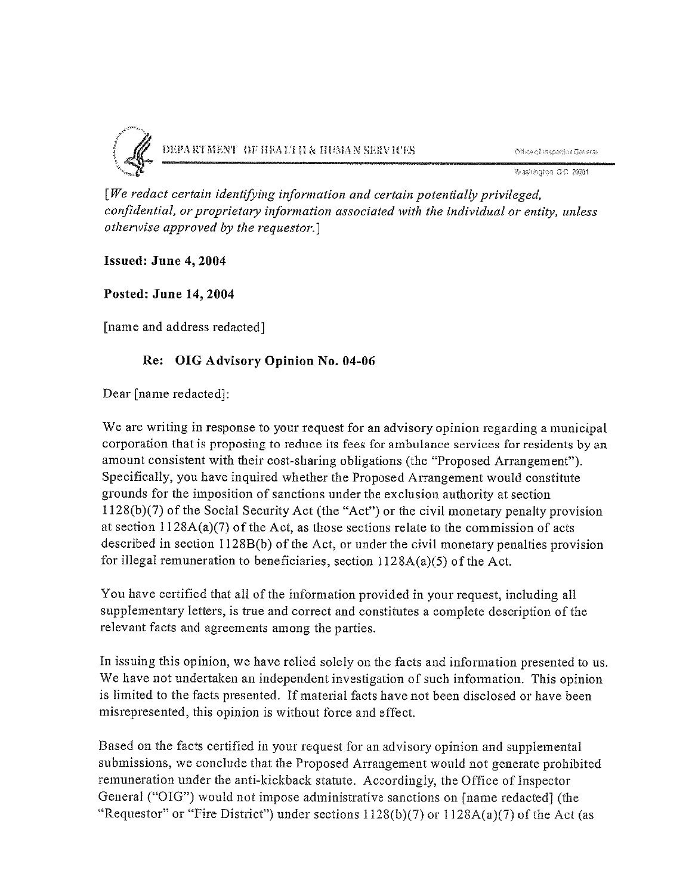DEPARTMENT OF HEALTH & HUMAN SERVICES

Office of Inspector General

Washington, D.C. 20201

*[We redact certain identifying information and certain potentially privileged, confidential, or proprietary information associated with the individual or entity, unless otherwise approved by the requestor.]*

**Issued: June 4, 2004**

**Posted: June 14, 2004**

[name and address redacted]

**Re: OIG Advisory Opinion No. 04-06**

Dear [name redacted]:

We are writing in response to your request for an advisory opinion regarding a municipal corporation that is proposing to reduce its fees for ambulance services for residents by an amount consistent with their cost-sharing obligations (the "Proposed Arrangement"). Specifically, you have inquired whether the Proposed Arrangement would constitute grounds for the imposition of sanctions under the exclusion authority at section 1128(b)(7) of the Social Security Act (the "Act") or the civil monetary penalty provision at section 1128A(a)(7) of the Act, as those sections relate to the commission of acts described in section 1128B(b) of the Act, or under the civil monetary penalties provision for illegal remuneration to beneficiaries, section 1128A(a)(5) of the Act.

You have certified that all of the information provided in your request, including all supplementary letters, is true and correct and constitutes a complete description of the relevant facts and agreements among the parties.

In issuing this opinion, we have relied solely on the facts and information presented to us. We have not undertaken an independent investigation of such information. This opinion is limited to the facts presented. If material facts have not been disclosed or have been misrepresented, this opinion is without force and effect.

Based on the facts certified in your request for an advisory opinion and supplemental submissions, we conclude that the Proposed Arrangement would not generate prohibited remuneration under the anti-kickback statute. Accordingly, the Office of Inspector General ("OIG") would not impose administrative sanctions on [name redacted] (the "Requestor" or "Fire District") under sections 1128(b)(7) or 1128A(a)(7) of the Act (as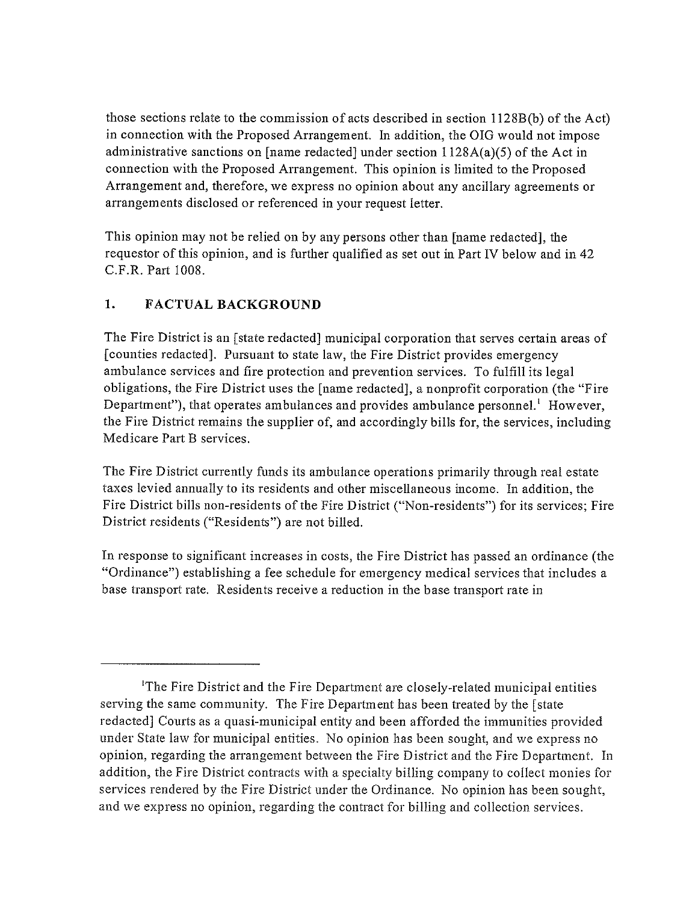those sections relate to the commission of acts described in section 1128B(b) of the Act) in connection with the Proposed Arrangement. In addition, the OIG would not impose administrative sanctions on [name redacted] under section 1128A(a)(5) of the Act in connection with the Proposed Arrangement. This opinion is limited to the Proposed Arrangement and, therefore, we express no opinion about any ancillary agreements or arrangements disclosed or referenced in your request letter.

This opinion may not be relied on by any persons other than [name redacted], the requestor of this opinion, and is further qualified as set out in Part IV below and in 42 C.F.R. Part 1008.

## 1. FACTUAL BACKGROUND

The Fire District is an [state redacted] municipal corporation that serves certain areas of [counties redacted]. Pursuant to state law, the Fire District provides emergency ambulance services and fire protection and prevention services. To fulfill its legal obligations, the Fire District uses the [name redacted], a nonprofit corporation (the "Fire Department"), that operates ambulances and provides ambulance personnel.[1] However, the Fire District remains the supplier of, and accordingly bills for, the services, including Medicare Part B services.

The Fire District currently funds its ambulance operations primarily through real estate taxes levied annually to its residents and other miscellaneous income. In addition, the Fire District bills non-residents of the Fire District ("Non-residents") for its services; Fire District residents ("Residents") are not billed.

In response to significant increases in costs, the Fire District has passed an ordinance (the "Ordinance") establishing a fee schedule for emergency medical services that includes a base transport rate. Residents receive a reduction in the base transport rate in

---

[1]The Fire District and the Fire Department are closely-related municipal entities serving the same community. The Fire Department has been treated by the [state redacted] Courts as a quasi-municipal entity and been afforded the immunities provided under State law for municipal entities. No opinion has been sought, and we express no opinion, regarding the arrangement between the Fire District and the Fire Department. In addition, the Fire District contracts with a specialty billing company to collect monies for services rendered by the Fire District under the Ordinance. No opinion has been sought, and we express no opinion, regarding the contract for billing and collection services.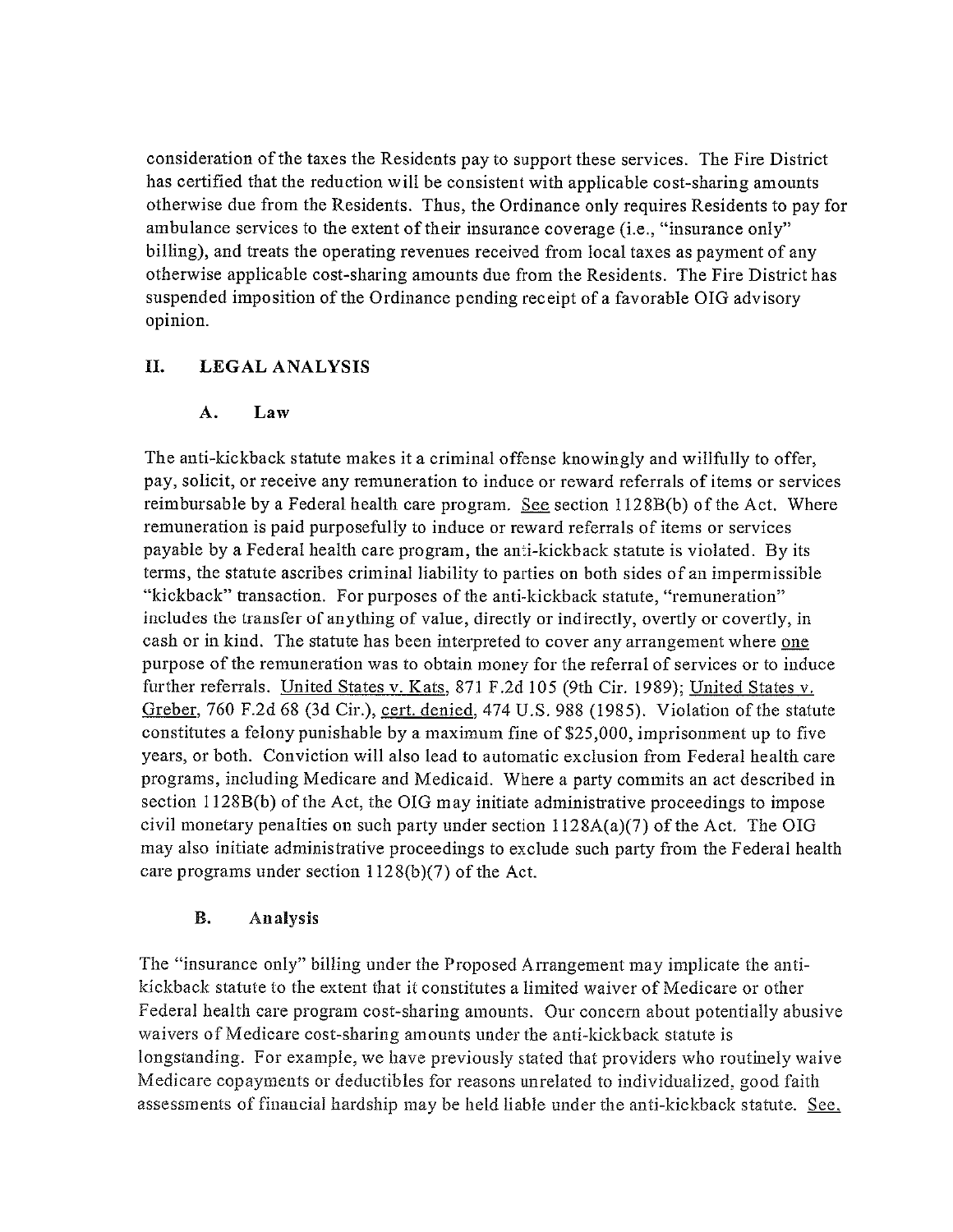consideration of the taxes the Residents pay to support these services. The Fire District has certified that the reduction will be consistent with applicable cost-sharing amounts otherwise due from the Residents. Thus, the Ordinance only requires Residents to pay for ambulance services to the extent of their insurance coverage (i.e., "insurance only" billing), and treats the operating revenues received from local taxes as payment of any otherwise applicable cost-sharing amounts due from the Residents. The Fire District has suspended imposition of the Ordinance pending receipt of a favorable OIG advisory opinion.

## II. LEGAL ANALYSIS

### A. Law

The anti-kickback statute makes it a criminal offense knowingly and willfully to offer, pay, solicit, or receive any remuneration to induce or reward referrals of items or services reimbursable by a Federal health care program. See section 1128B(b) of the Act. Where remuneration is paid purposefully to induce or reward referrals of items or services payable by a Federal health care program, the anti-kickback statute is violated. By its terms, the statute ascribes criminal liability to parties on both sides of an impermissible "kickback" transaction. For purposes of the anti-kickback statute, "remuneration" includes the transfer of anything of value, directly or indirectly, overtly or covertly, in cash or in kind. The statute has been interpreted to cover any arrangement where one purpose of the remuneration was to obtain money for the referral of services or to induce further referrals. United States v. Kats, 871 F.2d 105 (9th Cir. 1989); United States v. Greber, 760 F.2d 68 (3d Cir.), cert. denied, 474 U.S. 988 (1985). Violation of the statute constitutes a felony punishable by a maximum fine of $25,000, imprisonment up to five years, or both. Conviction will also lead to automatic exclusion from Federal health care programs, including Medicare and Medicaid. Where a party commits an act described in section 1128B(b) of the Act, the OIG may initiate administrative proceedings to impose civil monetary penalties on such party under section 1128A(a)(7) of the Act. The OIG may also initiate administrative proceedings to exclude such party from the Federal health care programs under section 1128(b)(7) of the Act.

### B. Analysis

The "insurance only" billing under the Proposed Arrangement may implicate the anti-kickback statute to the extent that it constitutes a limited waiver of Medicare or other Federal health care program cost-sharing amounts. Our concern about potentially abusive waivers of Medicare cost-sharing amounts under the anti-kickback statute is longstanding. For example, we have previously stated that providers who routinely waive Medicare copayments or deductibles for reasons unrelated to individualized, good faith assessments of financial hardship may be held liable under the anti-kickback statute. See,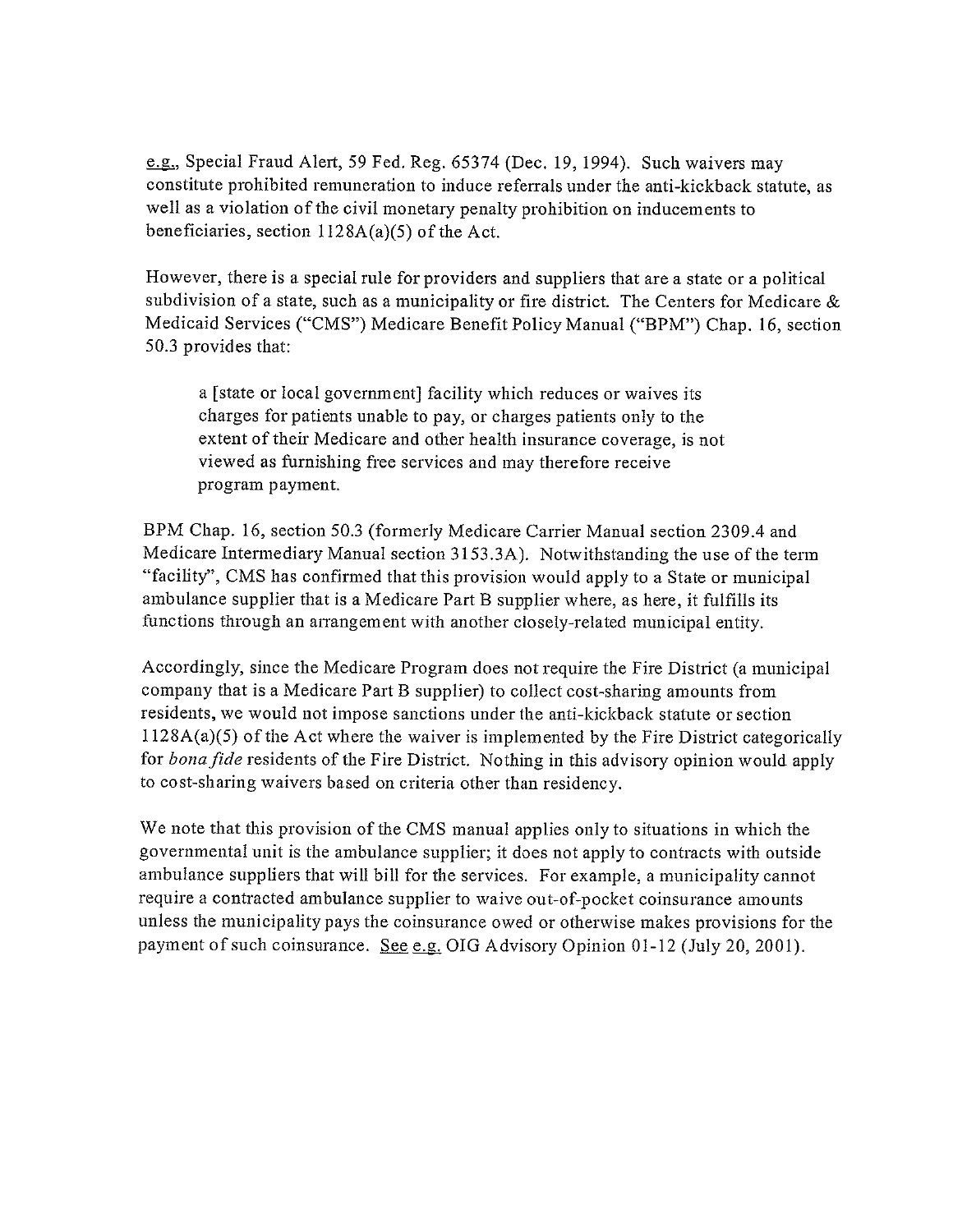e.g., Special Fraud Alert, 59 Fed. Reg. 65374 (Dec. 19, 1994). Such waivers may constitute prohibited remuneration to induce referrals under the anti-kickback statute, as well as a violation of the civil monetary penalty prohibition on inducements to beneficiaries, section 1128A(a)(5) of the Act.

However, there is a special rule for providers and suppliers that are a state or a political subdivision of a state, such as a municipality or fire district. The Centers for Medicare & Medicaid Services ("CMS") Medicare Benefit Policy Manual ("BPM") Chap. 16, section 50.3 provides that:

> a [state or local government] facility which reduces or waives its charges for patients unable to pay, or charges patients only to the extent of their Medicare and other health insurance coverage, is not viewed as furnishing free services and may therefore receive program payment.

BPM Chap. 16, section 50.3 (formerly Medicare Carrier Manual section 2309.4 and Medicare Intermediary Manual section 3153.3A). Notwithstanding the use of the term "facility", CMS has confirmed that this provision would apply to a State or municipal ambulance supplier that is a Medicare Part B supplier where, as here, it fulfills its functions through an arrangement with another closely-related municipal entity.

Accordingly, since the Medicare Program does not require the Fire District (a municipal company that is a Medicare Part B supplier) to collect cost-sharing amounts from residents, we would not impose sanctions under the anti-kickback statute or section 1128A(a)(5) of the Act where the waiver is implemented by the Fire District categorically for *bona fide* residents of the Fire District. Nothing in this advisory opinion would apply to cost-sharing waivers based on criteria other than residency.

We note that this provision of the CMS manual applies only to situations in which the governmental unit is the ambulance supplier; it does not apply to contracts with outside ambulance suppliers that will bill for the services. For example, a municipality cannot require a contracted ambulance supplier to waive out-of-pocket coinsurance amounts unless the municipality pays the coinsurance owed or otherwise makes provisions for the payment of such coinsurance. See e.g. OIG Advisory Opinion 01-12 (July 20, 2001).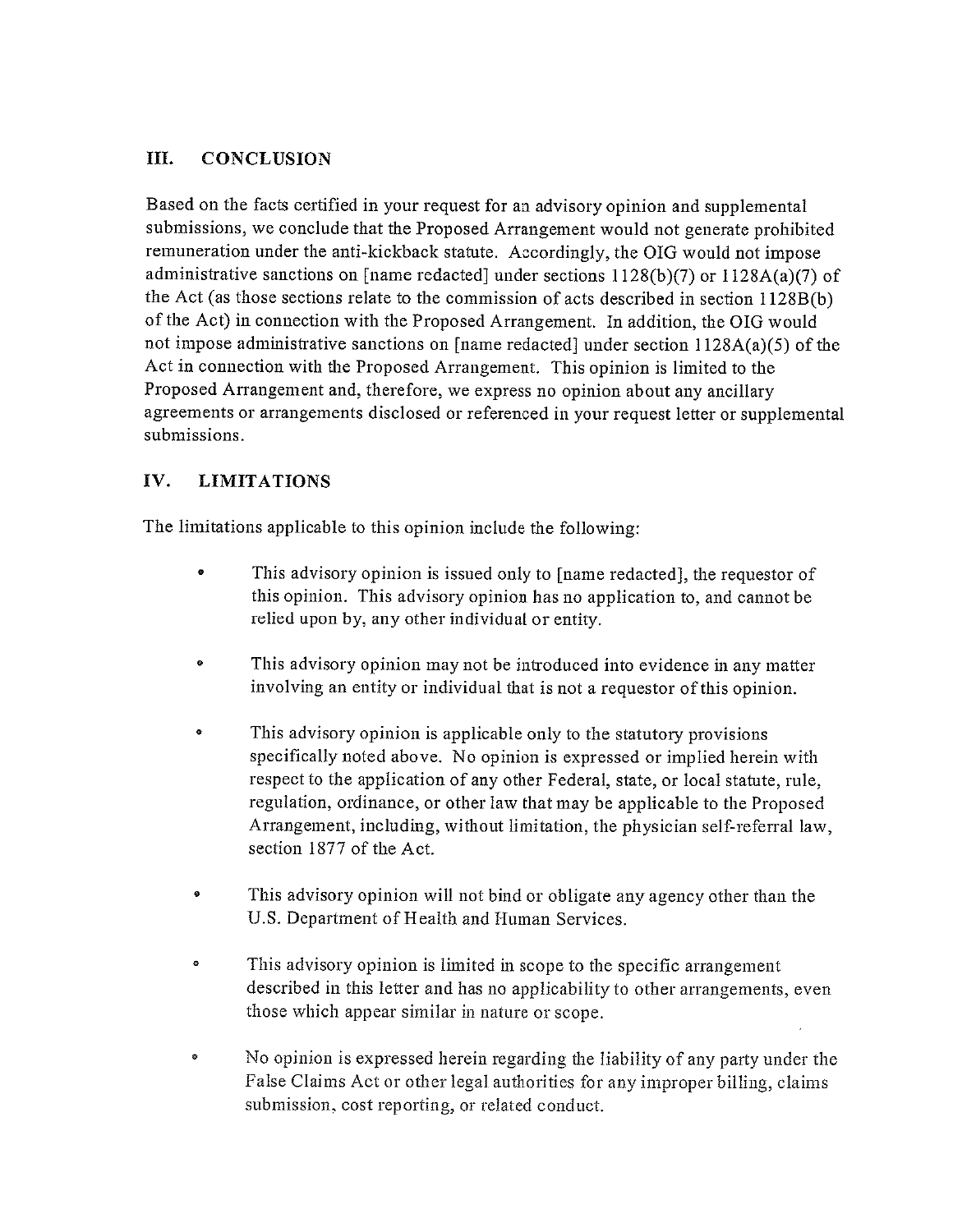## III. CONCLUSION

Based on the facts certified in your request for an advisory opinion and supplemental submissions, we conclude that the Proposed Arrangement would not generate prohibited remuneration under the anti-kickback statute. Accordingly, the OIG would not impose administrative sanctions on [name redacted] under sections 1128(b)(7) or 1128A(a)(7) of the Act (as those sections relate to the commission of acts described in section 1128B(b) of the Act) in connection with the Proposed Arrangement. In addition, the OIG would not impose administrative sanctions on [name redacted] under section 1128A(a)(5) of the Act in connection with the Proposed Arrangement. This opinion is limited to the Proposed Arrangement and, therefore, we express no opinion about any ancillary agreements or arrangements disclosed or referenced in your request letter or supplemental submissions.

## IV. LIMITATIONS

The limitations applicable to this opinion include the following:

- This advisory opinion is issued only to [name redacted], the requestor of this opinion. This advisory opinion has no application to, and cannot be relied upon by, any other individual or entity.
- This advisory opinion may not be introduced into evidence in any matter involving an entity or individual that is not a requestor of this opinion.
- This advisory opinion is applicable only to the statutory provisions specifically noted above. No opinion is expressed or implied herein with respect to the application of any other Federal, state, or local statute, rule, regulation, ordinance, or other law that may be applicable to the Proposed Arrangement, including, without limitation, the physician self-referral law, section 1877 of the Act.
- This advisory opinion will not bind or obligate any agency other than the U.S. Department of Health and Human Services.
- This advisory opinion is limited in scope to the specific arrangement described in this letter and has no applicability to other arrangements, even those which appear similar in nature or scope.
- No opinion is expressed herein regarding the liability of any party under the False Claims Act or other legal authorities for any improper billing, claims submission, cost reporting, or related conduct.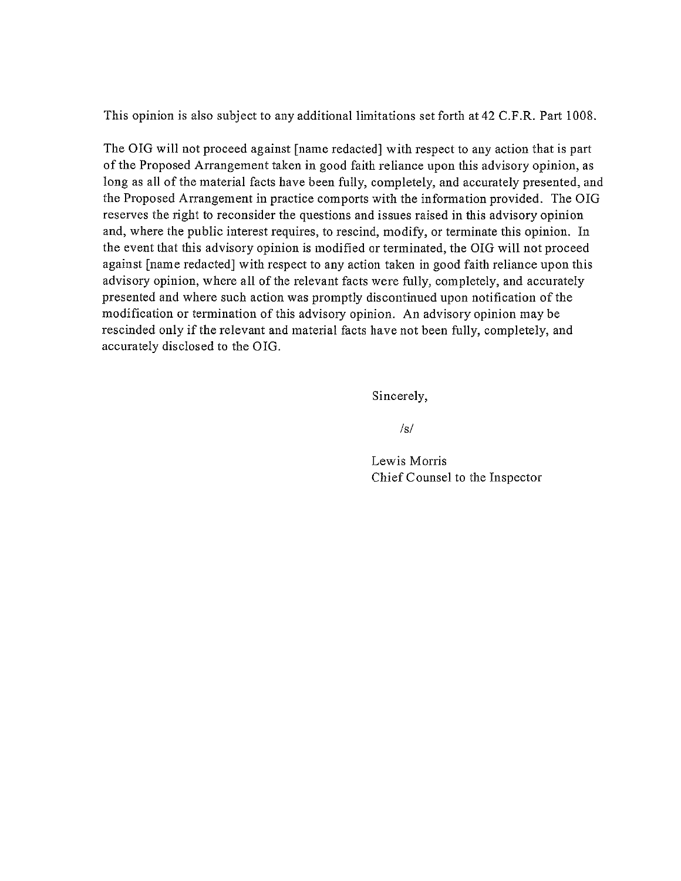This opinion is also subject to any additional limitations set forth at 42 C.F.R. Part 1008.

The OIG will not proceed against [name redacted] with respect to any action that is part of the Proposed Arrangement taken in good faith reliance upon this advisory opinion, as long as all of the material facts have been fully, completely, and accurately presented, and the Proposed Arrangement in practice comports with the information provided. The OIG reserves the right to reconsider the questions and issues raised in this advisory opinion and, where the public interest requires, to rescind, modify, or terminate this opinion. In the event that this advisory opinion is modified or terminated, the OIG will not proceed against [name redacted] with respect to any action taken in good faith reliance upon this advisory opinion, where all of the relevant facts were fully, completely, and accurately presented and where such action was promptly discontinued upon notification of the modification or termination of this advisory opinion. An advisory opinion may be rescinded only if the relevant and material facts have not been fully, completely, and accurately disclosed to the OIG.

Sincerely,

/s/

Lewis Morris
Chief Counsel to the Inspector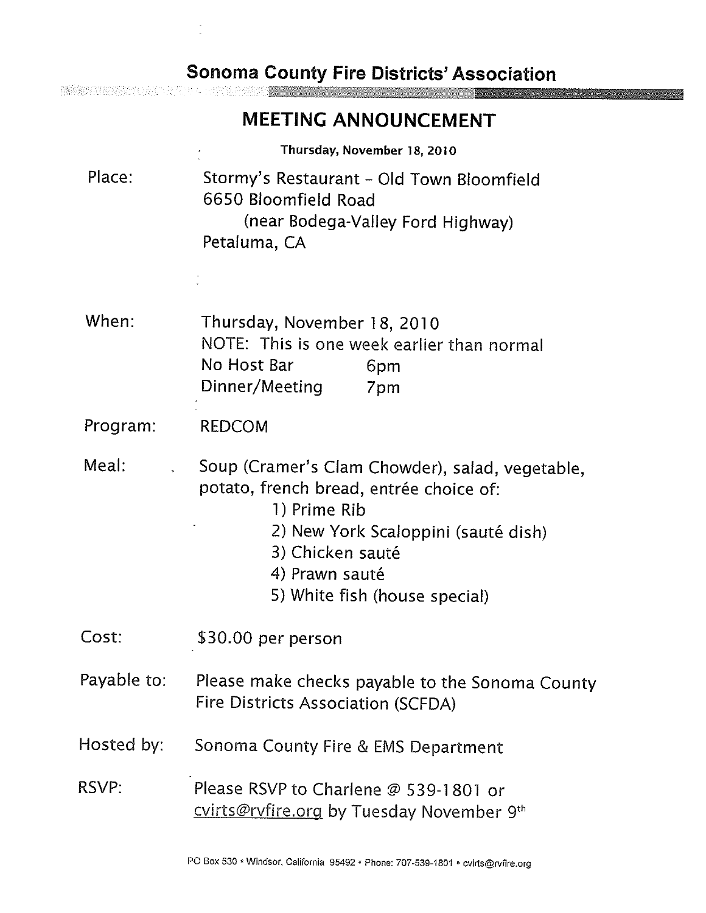# Sonoma County Fire Districts' Association

## MEETING ANNOUNCEMENT

**Thursday, November 18, 2010**

Place: Stormy's Restaurant – Old Town Bloomfield
6650 Bloomfield Road
(near Bodega-Valley Ford Highway)
Petaluma, CA

When: Thursday, November 18, 2010
NOTE: This is one week earlier than normal
No Host Bar 6pm
Dinner/Meeting 7pm

Program: REDCOM

Meal: Soup (Cramer's Clam Chowder), salad, vegetable, potato, french bread, entrée choice of:

1) Prime Rib
2) New York Scaloppini (sauté dish)
3) Chicken sauté
4) Prawn sauté
5) White fish (house special)

Cost: $30.00 per person

Payable to: Please make checks payable to the Sonoma County Fire Districts Association (SCFDA)

Hosted by: Sonoma County Fire & EMS Department

RSVP: Please RSVP to Charlene @ 539-1801 or cvirts@rvfire.org by Tuesday November 9th

PO Box 530 • Windsor, California 95492 • Phone: 707-539-1801 • cvirts@rvfire.org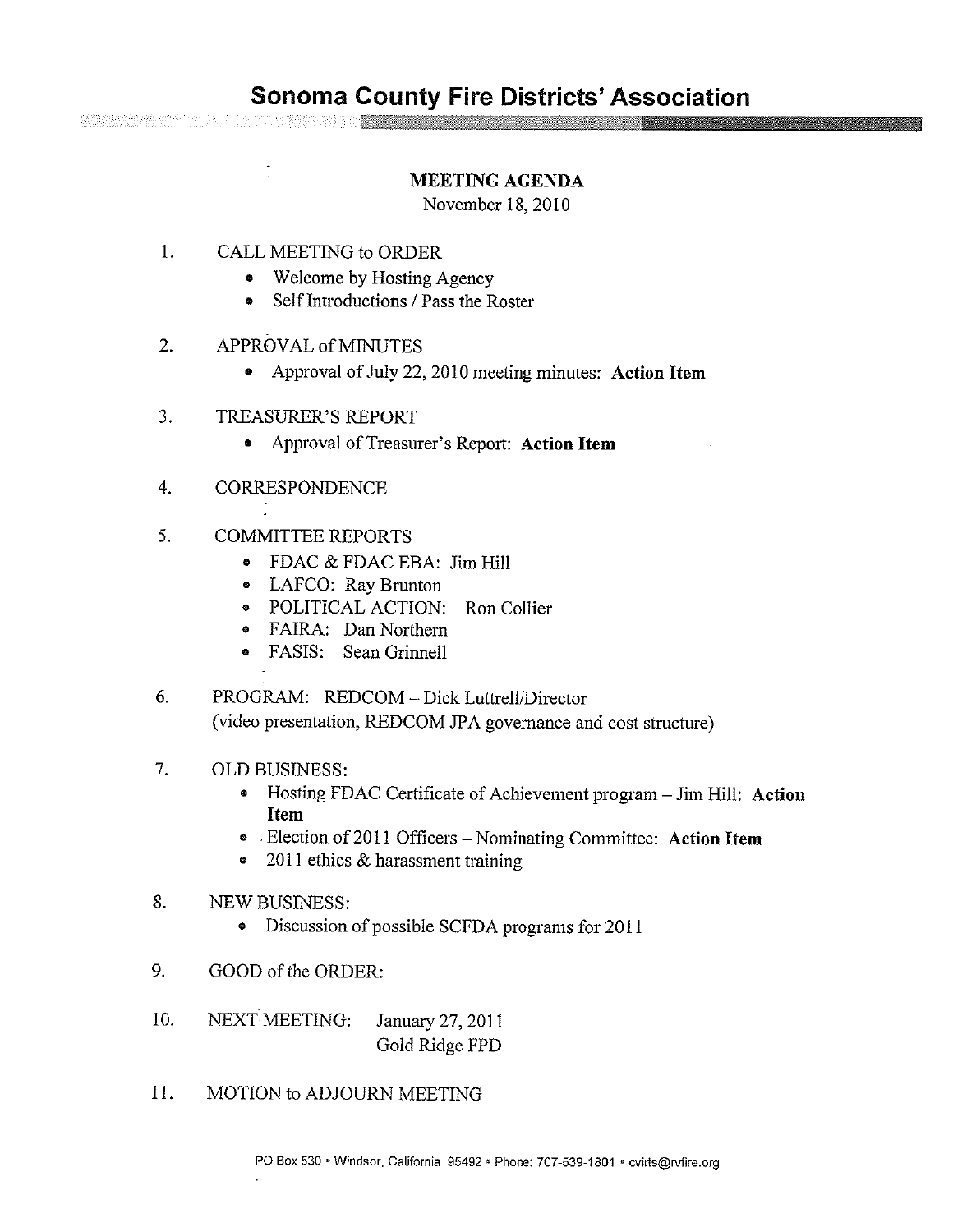# Sonoma County Fire Districts' Association

## MEETING AGENDA

November 18, 2010

1. CALL MEETING to ORDER
   - Welcome by Hosting Agency
   - Self Introductions / Pass the Roster

2. APPROVAL of MINUTES
   - Approval of July 22, 2010 meeting minutes: **Action Item**

3. TREASURER'S REPORT
   - Approval of Treasurer's Report: **Action Item**

4. CORRESPONDENCE

5. COMMITTEE REPORTS
   - FDAC & FDAC EBA: Jim Hill
   - LAFCO: Ray Brunton
   - POLITICAL ACTION: Ron Collier
   - FAIRA: Dan Northern
   - FASIS: Sean Grinnell

6. PROGRAM: REDCOM – Dick Luttrell/Director
   (video presentation, REDCOM JPA governance and cost structure)

7. OLD BUSINESS:
   - Hosting FDAC Certificate of Achievement program – Jim Hill: **Action Item**
   - Election of 2011 Officers – Nominating Committee: **Action Item**
   - 2011 ethics & harassment training

8. NEW BUSINESS:
   - Discussion of possible SCFDA programs for 2011

9. GOOD of the ORDER:

10. NEXT MEETING: January 27, 2011
    Gold Ridge FPD

11. MOTION to ADJOURN MEETING

PO Box 530 • Windsor, California 95492 • Phone: 707-539-1801 • cvirts@rvfire.org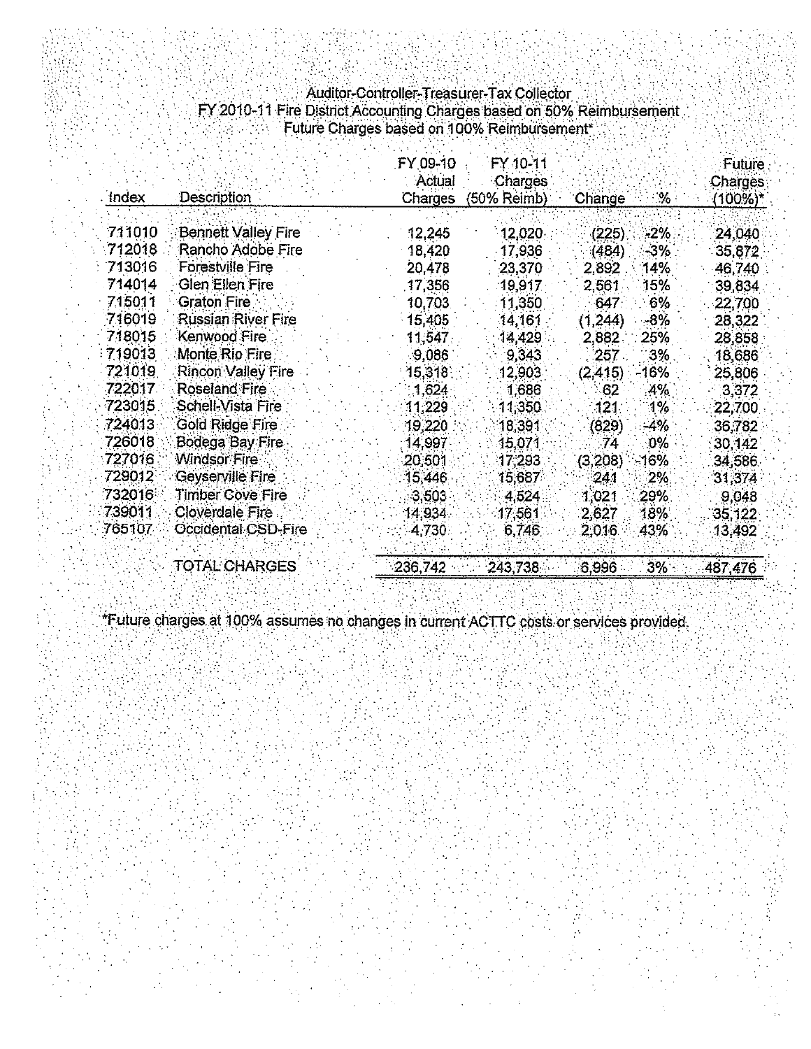Auditor-Controller-Treasurer-Tax Collector
FY 2010-11 Fire District Accounting Charges based on 50% Reimbursement
Future Charges based on 100% Reimbursement*

| Index | Description | FY 09-10 Actual Charges | FY 10-11 Charges (50% Reimb) | Change | % | Future Charges (100%)* |
|---|---|---|---|---|---|---|
| 711010 | Bennett Valley Fire | 12,245 | 12,020 | (225) | -2% | 24,040 |
| 712018 | Rancho Adobe Fire | 18,420 | 17,936 | (484) | -3% | 35,872 |
| 713016 | Forestville Fire | 20,478 | 23,370 | 2,892 | 14% | 46,740 |
| 714014 | Glen Ellen Fire | 17,356 | 19,917 | 2,561 | 15% | 39,834 |
| 715011 | Graton Fire | 10,703 | 11,350 | 647 | 6% | 22,700 |
| 716019 | Russian River Fire | 15,405 | 14,161 | (1,244) | -8% | 28,322 |
| 718015 | Kenwood Fire | 11,547 | 14,429 | 2,882 | 25% | 28,858 |
| 719013 | Monte Rio Fire | 9,086 | 9,343 | 257 | 3% | 18,686 |
| 721019 | Rincon Valley Fire | 15,318 | 12,903 | (2,415) | -16% | 25,806 |
| 722017 | Roseland Fire | 1,624 | 1,686 | 62 | 4% | 3,372 |
| 723015 | Schell-Vista Fire | 11,229 | 11,350 | 121 | 1% | 22,700 |
| 724013 | Gold Ridge Fire | 19,220 | 18,391 | (829) | -4% | 36,782 |
| 726018 | Bodega Bay Fire | 14,997 | 15,071 | 74 | 0% | 30,142 |
| 727016 | Windsor Fire | 20,501 | 17,293 | (3,208) | -16% | 34,586 |
| 729012 | Geyserville Fire | 15,446 | 15,687 | 241 | 2% | 31,374 |
| 732016 | Timber Cove Fire | 3,503 | 4,524 | 1,021 | 29% | 9,048 |
| 739011 | Cloverdale Fire | 14,934 | 17,561 | 2,627 | 18% | 35,122 |
| 765107 | Occidental CSD-Fire | 4,730 | 6,746 | 2,016 | 43% | 13,492 |
| | TOTAL CHARGES | 236,742 | 243,738 | 6,996 | 3% | 487,476 |

*Future charges at 100% assumes no changes in current ACTTC costs or services provided.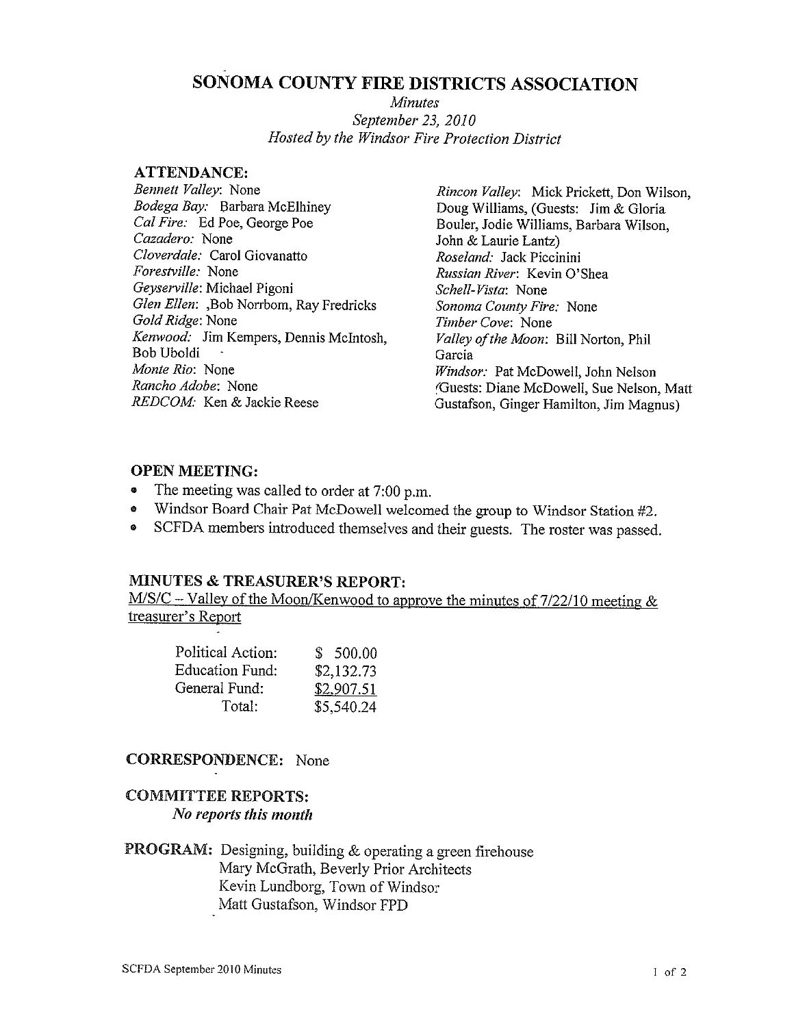# SONOMA COUNTY FIRE DISTRICTS ASSOCIATION

*Minutes*
*September 23, 2010*
*Hosted by the Windsor Fire Protection District*

## ATTENDANCE:

*Bennett Valley*: None
*Bodega Bay:* Barbara McElhiney
*Cal Fire:* Ed Poe, George Poe
*Cazadero:* None
*Cloverdale:* Carol Giovanatto
*Forestville:* None
*Geyserville*: Michael Pigoni
*Glen Ellen*: ,Bob Norrbom, Ray Fredricks
*Gold Ridge*: None
*Kenwood:* Jim Kempers, Dennis McIntosh, Bob Uboldi
*Monte Rio*: None
*Rancho Adobe*: None
*REDCOM:* Ken & Jackie Reese
*Rincon Valley*: Mick Prickett, Don Wilson, Doug Williams, (Guests: Jim & Gloria Bouler, Jodie Williams, Barbara Wilson, John & Laurie Lantz)
*Roseland:* Jack Piccinini
*Russian River*: Kevin O'Shea
*Schell-Vista*: None
*Sonoma County Fire:* None
*Timber Cove*: None
*Valley of the Moon*: Bill Norton, Phil Garcia
*Windsor:* Pat McDowell, John Nelson (Guests: Diane McDowell, Sue Nelson, Matt Gustafson, Ginger Hamilton, Jim Magnus)

## OPEN MEETING:

- The meeting was called to order at 7:00 p.m.
- Windsor Board Chair Pat McDowell welcomed the group to Windsor Station #2.
- SCFDA members introduced themselves and their guests. The roster was passed.

## MINUTES & TREASURER'S REPORT:

M/S/C – Valley of the Moon/Kenwood to approve the minutes of 7/22/10 meeting & treasurer's Report

| | |
|---|---|
| Political Action: | $ 500.00 |
| Education Fund: | $2,132.73 |
| General Fund: | $2,907.51 |
| Total: | $5,540.24 |

## CORRESPONDENCE: None

## COMMITTEE REPORTS:

***No reports this month***

**PROGRAM:** Designing, building & operating a green firehouse
Mary McGrath, Beverly Prior Architects
Kevin Lundborg, Town of Windsor
Matt Gustafson, Windsor FPD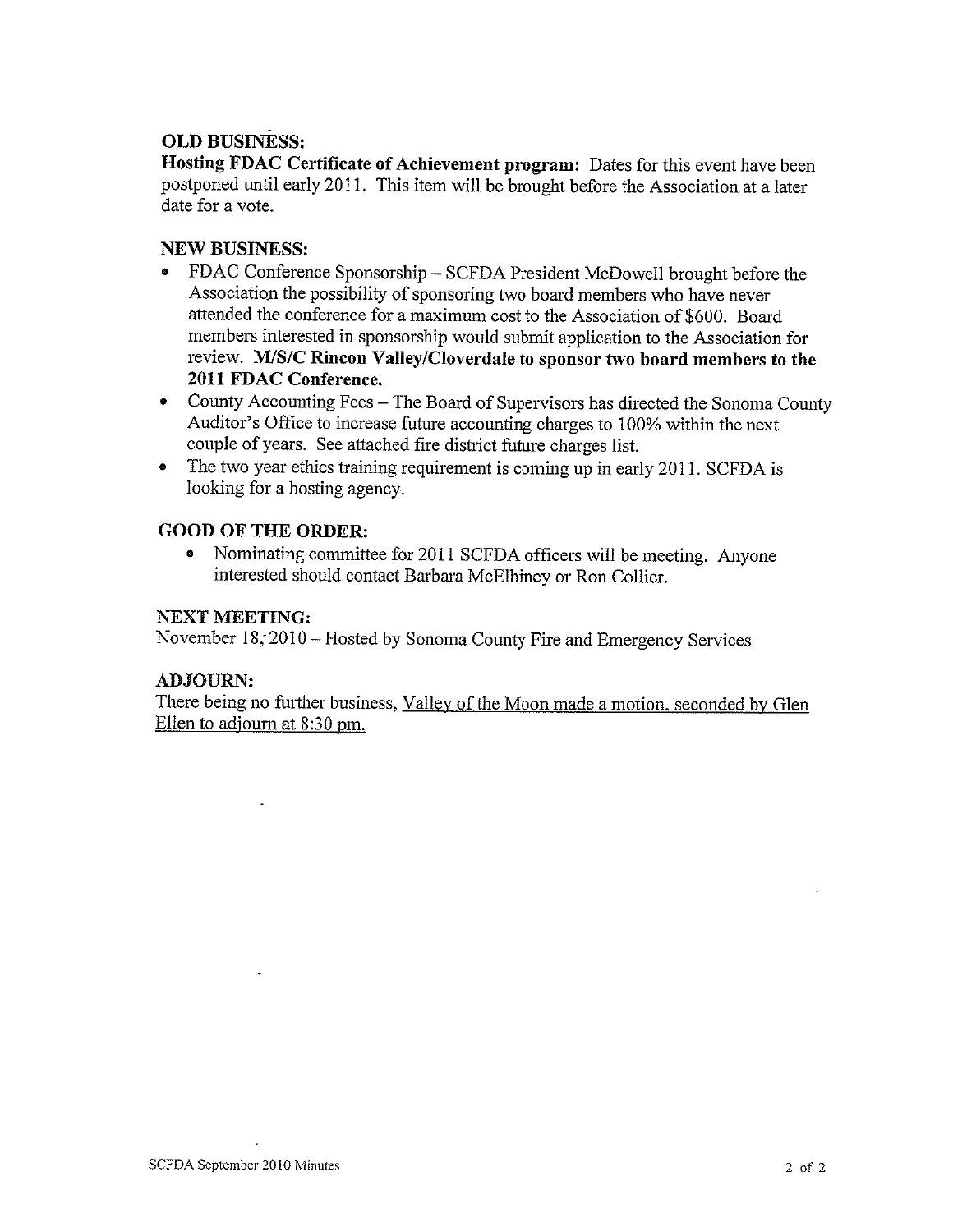**OLD BUSINESS:**

**Hosting FDAC Certificate of Achievement program:** Dates for this event have been postponed until early 2011. This item will be brought before the Association at a later date for a vote.

**NEW BUSINESS:**

- FDAC Conference Sponsorship – SCFDA President McDowell brought before the Association the possibility of sponsoring two board members who have never attended the conference for a maximum cost to the Association of $600. Board members interested in sponsorship would submit application to the Association for review. **M/S/C Rincon Valley/Cloverdale to sponsor two board members to the 2011 FDAC Conference.**
- County Accounting Fees – The Board of Supervisors has directed the Sonoma County Auditor's Office to increase future accounting charges to 100% within the next couple of years. See attached fire district future charges list.
- The two year ethics training requirement is coming up in early 2011. SCFDA is looking for a hosting agency.

**GOOD OF THE ORDER:**

- Nominating committee for 2011 SCFDA officers will be meeting. Anyone interested should contact Barbara McElhiney or Ron Collier.

**NEXT MEETING:**

November 18, 2010 – Hosted by Sonoma County Fire and Emergency Services

**ADJOURN:**

There being no further business, Valley of the Moon made a motion, seconded by Glen Ellen to adjourn at 8:30 pm.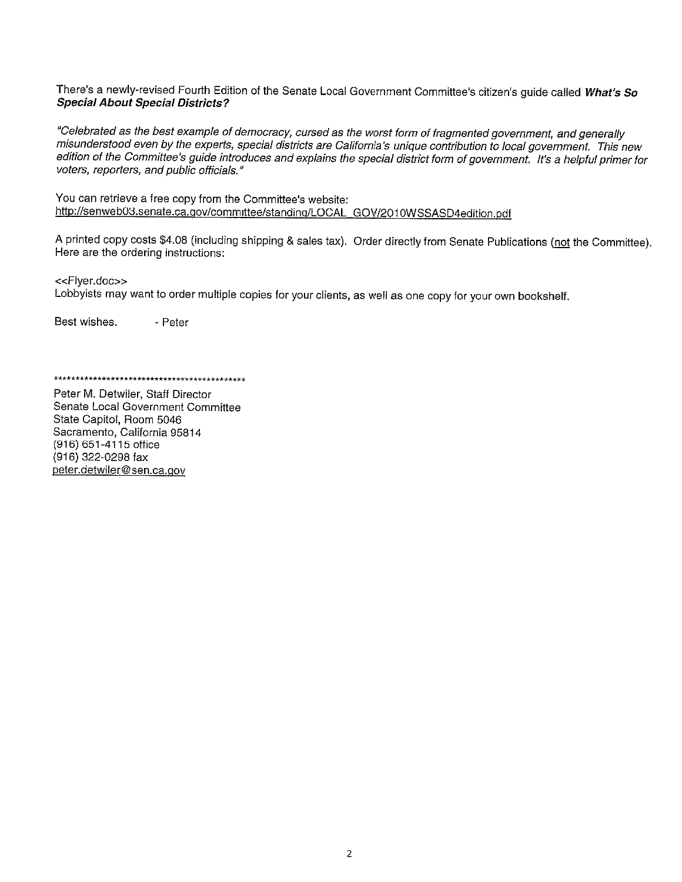There's a newly-revised Fourth Edition of the Senate Local Government Committee's citizen's guide called ***What's So Special About Special Districts?***

*"Celebrated as the best example of democracy, cursed as the worst form of fragmented government, and generally misunderstood even by the experts, special districts are California's unique contribution to local government. This new edition of the Committee's guide introduces and explains the special district form of government. It's a helpful primer for voters, reporters, and public officials."*

You can retrieve a free copy from the Committee's website:
http://senweb03.senate.ca.gov/committee/standing/LOCAL_GOV/2010WSSASD4edition.pdf

A printed copy costs $4.08 (including shipping & sales tax). Order directly from Senate Publications (not the Committee). Here are the ordering instructions:

<<Flyer.doc>>
Lobbyists may want to order multiple copies for your clients, as well as one copy for your own bookshelf.

Best wishes. - Peter

*********************************************
Peter M. Detwiler, Staff Director
Senate Local Government Committee
State Capitol, Room 5046
Sacramento, California 95814
(916) 651-4115 office
(916) 322-0298 fax
peter.detwiler@sen.ca.gov